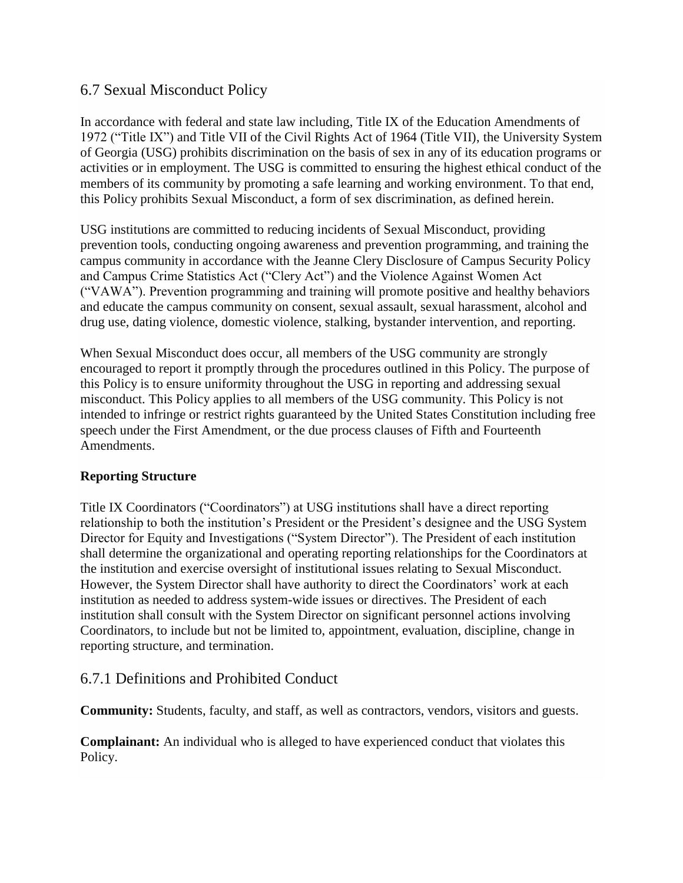## 6.7 Sexual Misconduct Policy

In accordance with federal and state law including, Title IX of the Education Amendments of 1972 ("Title IX") and Title VII of the Civil Rights Act of 1964 (Title VII), the University System of Georgia (USG) prohibits discrimination on the basis of sex in any of its education programs or activities or in employment. The USG is committed to ensuring the highest ethical conduct of the members of its community by promoting a safe learning and working environment. To that end, this Policy prohibits Sexual Misconduct, a form of sex discrimination, as defined herein.

USG institutions are committed to reducing incidents of Sexual Misconduct, providing prevention tools, conducting ongoing awareness and prevention programming, and training the campus community in accordance with the Jeanne Clery Disclosure of Campus Security Policy and Campus Crime Statistics Act ("Clery Act") and the Violence Against Women Act ("VAWA"). Prevention programming and training will promote positive and healthy behaviors and educate the campus community on consent, sexual assault, sexual harassment, alcohol and drug use, dating violence, domestic violence, stalking, bystander intervention, and reporting.

When Sexual Misconduct does occur, all members of the USG community are strongly encouraged to report it promptly through the procedures outlined in this Policy. The purpose of this Policy is to ensure uniformity throughout the USG in reporting and addressing sexual misconduct. This Policy applies to all members of the USG community. This Policy is not intended to infringe or restrict rights guaranteed by the United States Constitution including free speech under the First Amendment, or the due process clauses of Fifth and Fourteenth Amendments.

**Reporting Structure**

Title IX Coordinators ("Coordinators") at USG institutions shall have a direct reporting relationship to both the institution's President or the President's designee and the USG System Director for Equity and Investigations ("System Director"). The President of each institution shall determine the organizational and operating reporting relationships for the Coordinators at the institution and exercise oversight of institutional issues relating to Sexual Misconduct. However, the System Director shall have authority to direct the Coordinators' work at each institution as needed to address system-wide issues or directives. The President of each institution shall consult with the System Director on significant personnel actions involving Coordinators, to include but not be limited to, appointment, evaluation, discipline, change in reporting structure, and termination.

## 6.7.1 Definitions and Prohibited Conduct

**Community:** Students, faculty, and staff, as well as contractors, vendors, visitors and guests.

**Complainant:** An individual who is alleged to have experienced conduct that violates this Policy.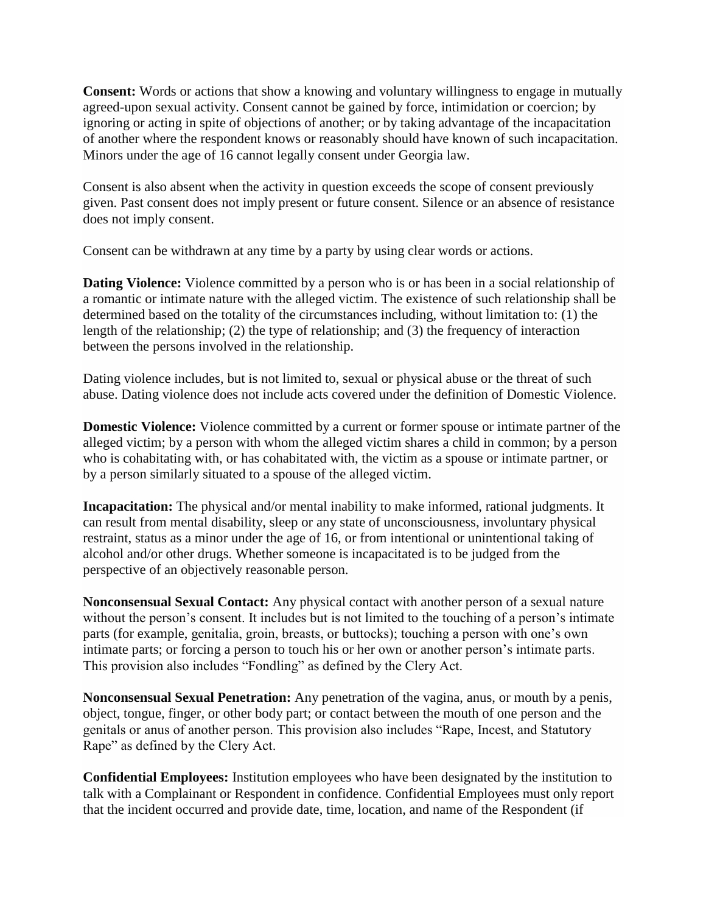**Consent:** Words or actions that show a knowing and voluntary willingness to engage in mutually agreed-upon sexual activity. Consent cannot be gained by force, intimidation or coercion; by ignoring or acting in spite of objections of another; or by taking advantage of the incapacitation of another where the respondent knows or reasonably should have known of such incapacitation. Minors under the age of 16 cannot legally consent under Georgia law.

Consent is also absent when the activity in question exceeds the scope of consent previously given. Past consent does not imply present or future consent. Silence or an absence of resistance does not imply consent.

Consent can be withdrawn at any time by a party by using clear words or actions.

**Dating Violence:** Violence committed by a person who is or has been in a social relationship of a romantic or intimate nature with the alleged victim. The existence of such relationship shall be determined based on the totality of the circumstances including, without limitation to: (1) the length of the relationship; (2) the type of relationship; and (3) the frequency of interaction between the persons involved in the relationship.

Dating violence includes, but is not limited to, sexual or physical abuse or the threat of such abuse. Dating violence does not include acts covered under the definition of Domestic Violence.

**Domestic Violence:** Violence committed by a current or former spouse or intimate partner of the alleged victim; by a person with whom the alleged victim shares a child in common; by a person who is cohabitating with, or has cohabitated with, the victim as a spouse or intimate partner, or by a person similarly situated to a spouse of the alleged victim.

**Incapacitation:** The physical and/or mental inability to make informed, rational judgments. It can result from mental disability, sleep or any state of unconsciousness, involuntary physical restraint, status as a minor under the age of 16, or from intentional or unintentional taking of alcohol and/or other drugs. Whether someone is incapacitated is to be judged from the perspective of an objectively reasonable person.

**Nonconsensual Sexual Contact:** Any physical contact with another person of a sexual nature without the person's consent. It includes but is not limited to the touching of a person's intimate parts (for example, genitalia, groin, breasts, or buttocks); touching a person with one's own intimate parts; or forcing a person to touch his or her own or another person's intimate parts. This provision also includes "Fondling" as defined by the Clery Act.

**Nonconsensual Sexual Penetration:** Any penetration of the vagina, anus, or mouth by a penis, object, tongue, finger, or other body part; or contact between the mouth of one person and the genitals or anus of another person. This provision also includes "Rape, Incest, and Statutory Rape" as defined by the Clery Act.

**Confidential Employees:** Institution employees who have been designated by the institution to talk with a Complainant or Respondent in confidence. Confidential Employees must only report that the incident occurred and provide date, time, location, and name of the Respondent (if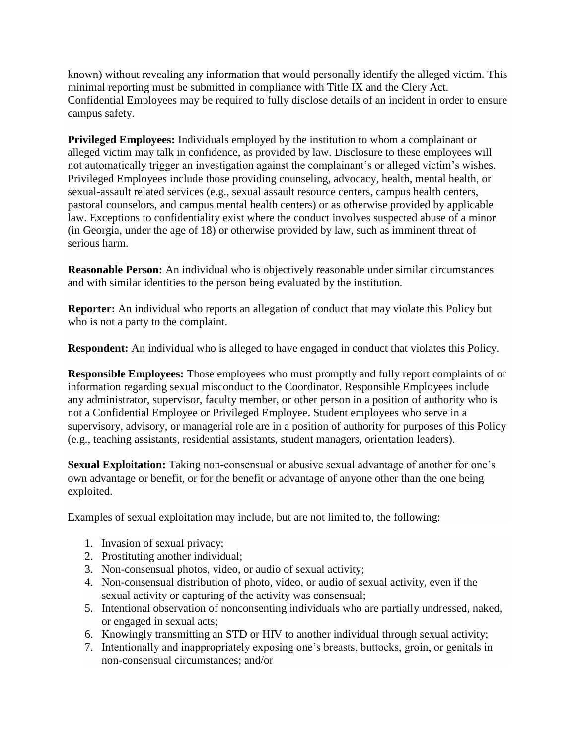known) without revealing any information that would personally identify the alleged victim. This minimal reporting must be submitted in compliance with Title IX and the Clery Act. Confidential Employees may be required to fully disclose details of an incident in order to ensure campus safety.

**Privileged Employees:** Individuals employed by the institution to whom a complainant or alleged victim may talk in confidence, as provided by law. Disclosure to these employees will not automatically trigger an investigation against the complainant's or alleged victim's wishes. Privileged Employees include those providing counseling, advocacy, health, mental health, or sexual-assault related services (e.g., sexual assault resource centers, campus health centers, pastoral counselors, and campus mental health centers) or as otherwise provided by applicable law. Exceptions to confidentiality exist where the conduct involves suspected abuse of a minor (in Georgia, under the age of 18) or otherwise provided by law, such as imminent threat of serious harm.

**Reasonable Person:** An individual who is objectively reasonable under similar circumstances and with similar identities to the person being evaluated by the institution.

**Reporter:** An individual who reports an allegation of conduct that may violate this Policy but who is not a party to the complaint.

**Respondent:** An individual who is alleged to have engaged in conduct that violates this Policy.

**Responsible Employees:** Those employees who must promptly and fully report complaints of or information regarding sexual misconduct to the Coordinator. Responsible Employees include any administrator, supervisor, faculty member, or other person in a position of authority who is not a Confidential Employee or Privileged Employee. Student employees who serve in a supervisory, advisory, or managerial role are in a position of authority for purposes of this Policy (e.g., teaching assistants, residential assistants, student managers, orientation leaders).

**Sexual Exploitation:** Taking non-consensual or abusive sexual advantage of another for one's own advantage or benefit, or for the benefit or advantage of anyone other than the one being exploited.

Examples of sexual exploitation may include, but are not limited to, the following:

1. Invasion of sexual privacy;
2. Prostituting another individual;
3. Non-consensual photos, video, or audio of sexual activity;
4. Non-consensual distribution of photo, video, or audio of sexual activity, even if the sexual activity or capturing of the activity was consensual;
5. Intentional observation of nonconsenting individuals who are partially undressed, naked, or engaged in sexual acts;
6. Knowingly transmitting an STD or HIV to another individual through sexual activity;
7. Intentionally and inappropriately exposing one's breasts, buttocks, groin, or genitals in non-consensual circumstances; and/or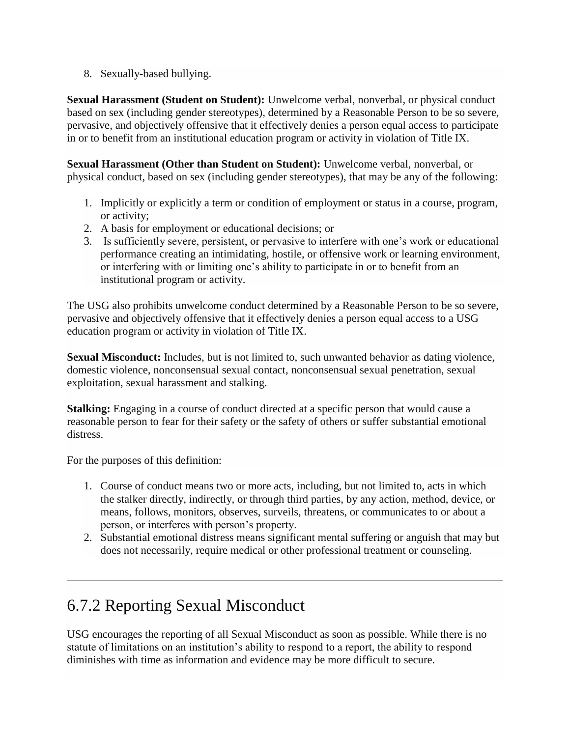8. Sexually-based bullying.

**Sexual Harassment (Student on Student):** Unwelcome verbal, nonverbal, or physical conduct based on sex (including gender stereotypes), determined by a Reasonable Person to be so severe, pervasive, and objectively offensive that it effectively denies a person equal access to participate in or to benefit from an institutional education program or activity in violation of Title IX.

**Sexual Harassment (Other than Student on Student):** Unwelcome verbal, nonverbal, or physical conduct, based on sex (including gender stereotypes), that may be any of the following:

1. Implicitly or explicitly a term or condition of employment or status in a course, program, or activity;
2. A basis for employment or educational decisions; or
3. Is sufficiently severe, persistent, or pervasive to interfere with one's work or educational performance creating an intimidating, hostile, or offensive work or learning environment, or interfering with or limiting one's ability to participate in or to benefit from an institutional program or activity.

The USG also prohibits unwelcome conduct determined by a Reasonable Person to be so severe, pervasive and objectively offensive that it effectively denies a person equal access to a USG education program or activity in violation of Title IX.

**Sexual Misconduct:** Includes, but is not limited to, such unwanted behavior as dating violence, domestic violence, nonconsensual sexual contact, nonconsensual sexual penetration, sexual exploitation, sexual harassment and stalking.

**Stalking:** Engaging in a course of conduct directed at a specific person that would cause a reasonable person to fear for their safety or the safety of others or suffer substantial emotional distress.

For the purposes of this definition:

1. Course of conduct means two or more acts, including, but not limited to, acts in which the stalker directly, indirectly, or through third parties, by any action, method, device, or means, follows, monitors, observes, surveils, threatens, or communicates to or about a person, or interferes with person's property.
2. Substantial emotional distress means significant mental suffering or anguish that may but does not necessarily, require medical or other professional treatment or counseling.

---

## 6.7.2 Reporting Sexual Misconduct

USG encourages the reporting of all Sexual Misconduct as soon as possible. While there is no statute of limitations on an institution's ability to respond to a report, the ability to respond diminishes with time as information and evidence may be more difficult to secure.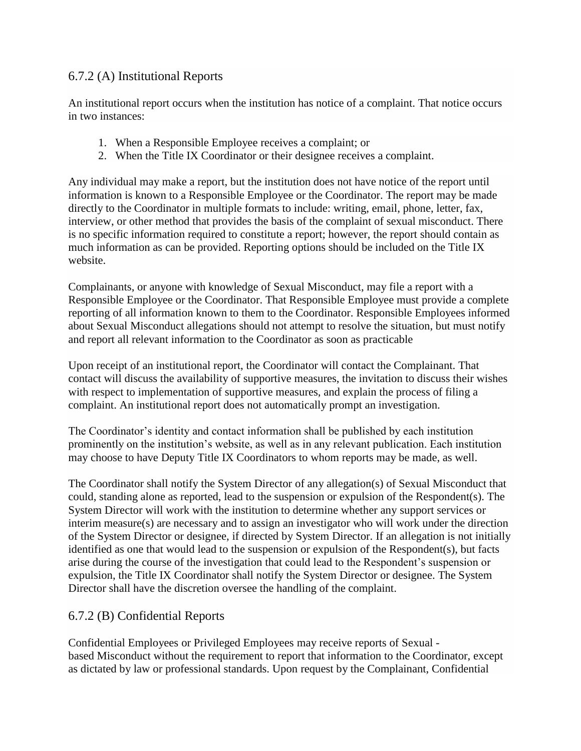## 6.7.2 (A) Institutional Reports

An institutional report occurs when the institution has notice of a complaint. That notice occurs in two instances:

1. When a Responsible Employee receives a complaint; or
2. When the Title IX Coordinator or their designee receives a complaint.

Any individual may make a report, but the institution does not have notice of the report until information is known to a Responsible Employee or the Coordinator. The report may be made directly to the Coordinator in multiple formats to include: writing, email, phone, letter, fax, interview, or other method that provides the basis of the complaint of sexual misconduct. There is no specific information required to constitute a report; however, the report should contain as much information as can be provided. Reporting options should be included on the Title IX website.

Complainants, or anyone with knowledge of Sexual Misconduct, may file a report with a Responsible Employee or the Coordinator. That Responsible Employee must provide a complete reporting of all information known to them to the Coordinator. Responsible Employees informed about Sexual Misconduct allegations should not attempt to resolve the situation, but must notify and report all relevant information to the Coordinator as soon as practicable

Upon receipt of an institutional report, the Coordinator will contact the Complainant. That contact will discuss the availability of supportive measures, the invitation to discuss their wishes with respect to implementation of supportive measures, and explain the process of filing a complaint. An institutional report does not automatically prompt an investigation.

The Coordinator's identity and contact information shall be published by each institution prominently on the institution's website, as well as in any relevant publication. Each institution may choose to have Deputy Title IX Coordinators to whom reports may be made, as well.

The Coordinator shall notify the System Director of any allegation(s) of Sexual Misconduct that could, standing alone as reported, lead to the suspension or expulsion of the Respondent(s). The System Director will work with the institution to determine whether any support services or interim measure(s) are necessary and to assign an investigator who will work under the direction of the System Director or designee, if directed by System Director. If an allegation is not initially identified as one that would lead to the suspension or expulsion of the Respondent(s), but facts arise during the course of the investigation that could lead to the Respondent's suspension or expulsion, the Title IX Coordinator shall notify the System Director or designee. The System Director shall have the discretion oversee the handling of the complaint.

## 6.7.2 (B) Confidential Reports

Confidential Employees or Privileged Employees may receive reports of Sexual - based Misconduct without the requirement to report that information to the Coordinator, except as dictated by law or professional standards. Upon request by the Complainant, Confidential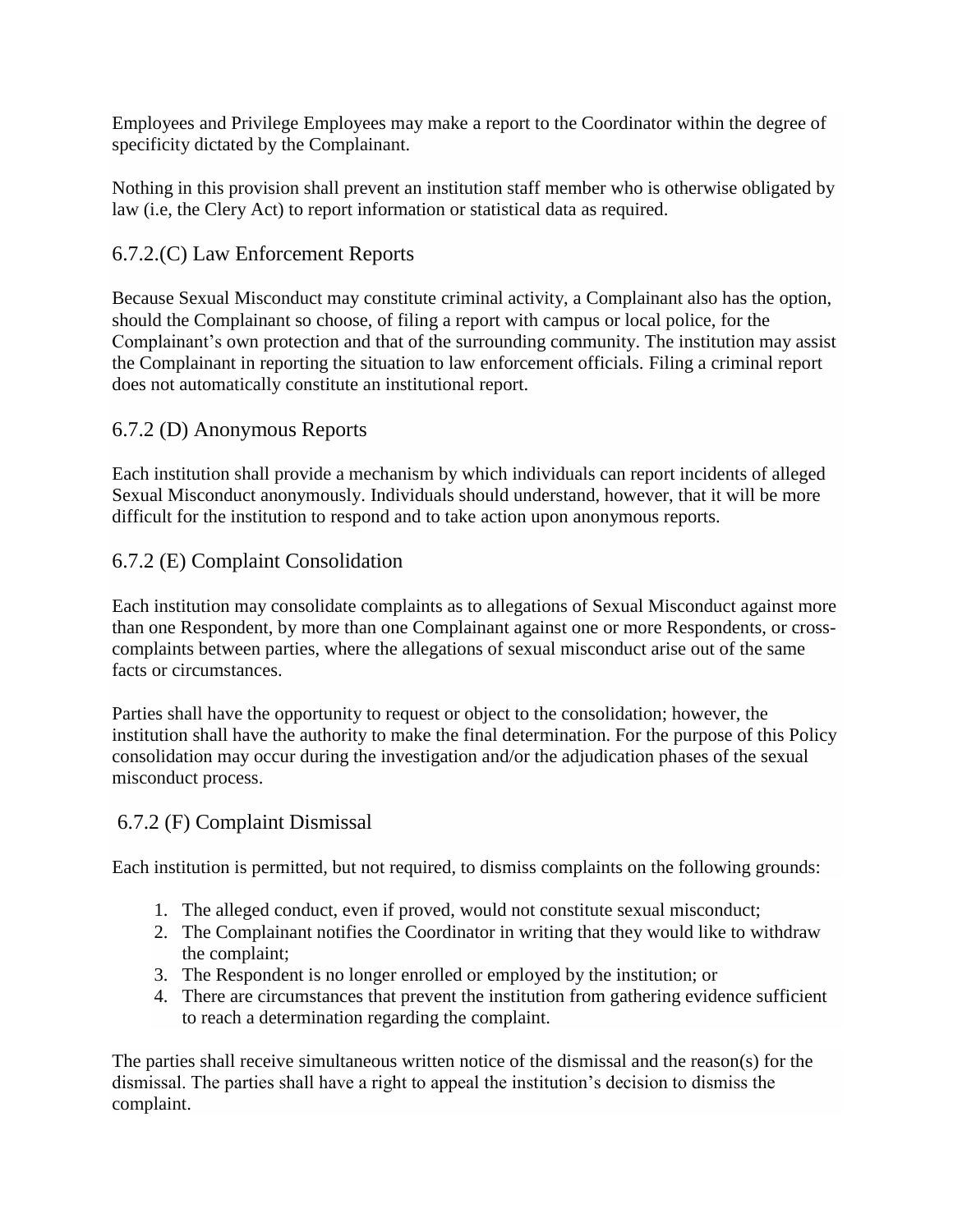Employees and Privilege Employees may make a report to the Coordinator within the degree of specificity dictated by the Complainant.

Nothing in this provision shall prevent an institution staff member who is otherwise obligated by law (i.e, the Clery Act) to report information or statistical data as required.

### 6.7.2.(C) Law Enforcement Reports

Because Sexual Misconduct may constitute criminal activity, a Complainant also has the option, should the Complainant so choose, of filing a report with campus or local police, for the Complainant's own protection and that of the surrounding community. The institution may assist the Complainant in reporting the situation to law enforcement officials. Filing a criminal report does not automatically constitute an institutional report.

### 6.7.2 (D) Anonymous Reports

Each institution shall provide a mechanism by which individuals can report incidents of alleged Sexual Misconduct anonymously. Individuals should understand, however, that it will be more difficult for the institution to respond and to take action upon anonymous reports.

### 6.7.2 (E) Complaint Consolidation

Each institution may consolidate complaints as to allegations of Sexual Misconduct against more than one Respondent, by more than one Complainant against one or more Respondents, or cross-complaints between parties, where the allegations of sexual misconduct arise out of the same facts or circumstances.

Parties shall have the opportunity to request or object to the consolidation; however, the institution shall have the authority to make the final determination. For the purpose of this Policy consolidation may occur during the investigation and/or the adjudication phases of the sexual misconduct process.

### 6.7.2 (F) Complaint Dismissal

Each institution is permitted, but not required, to dismiss complaints on the following grounds:

1. The alleged conduct, even if proved, would not constitute sexual misconduct;
2. The Complainant notifies the Coordinator in writing that they would like to withdraw the complaint;
3. The Respondent is no longer enrolled or employed by the institution; or
4. There are circumstances that prevent the institution from gathering evidence sufficient to reach a determination regarding the complaint.

The parties shall receive simultaneous written notice of the dismissal and the reason(s) for the dismissal. The parties shall have a right to appeal the institution's decision to dismiss the complaint.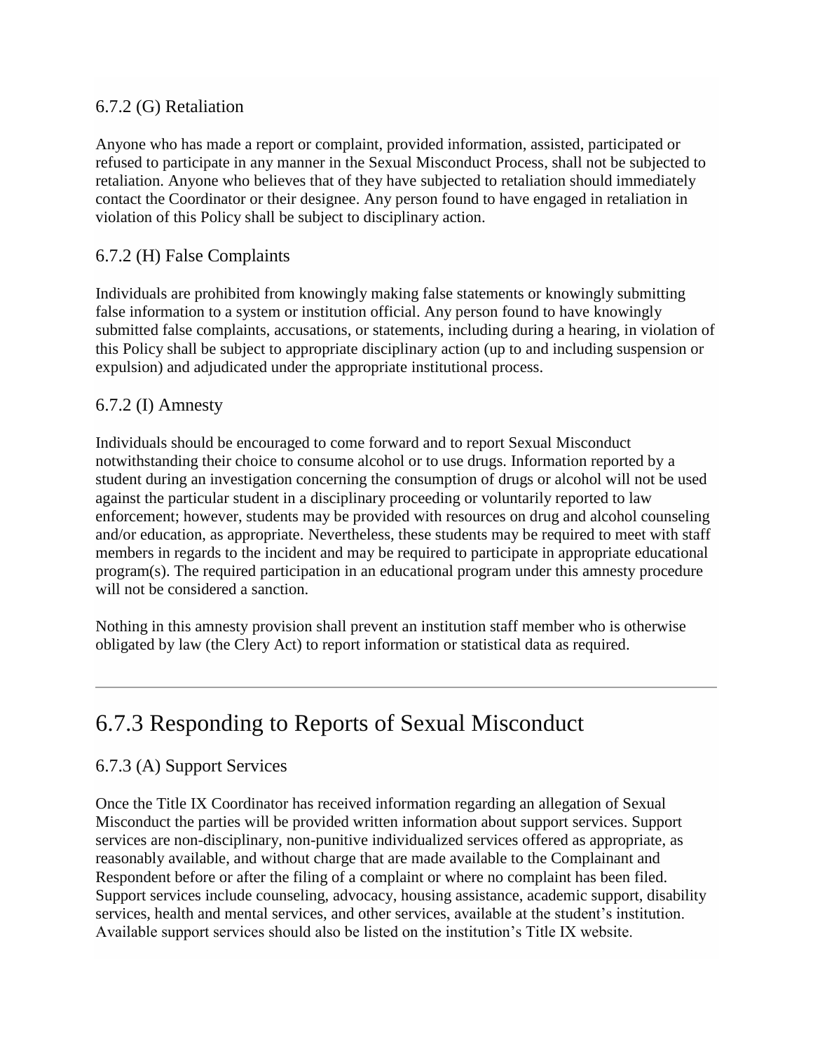### 6.7.2 (G) Retaliation

Anyone who has made a report or complaint, provided information, assisted, participated or refused to participate in any manner in the Sexual Misconduct Process, shall not be subjected to retaliation. Anyone who believes that of they have subjected to retaliation should immediately contact the Coordinator or their designee. Any person found to have engaged in retaliation in violation of this Policy shall be subject to disciplinary action.

### 6.7.2 (H) False Complaints

Individuals are prohibited from knowingly making false statements or knowingly submitting false information to a system or institution official. Any person found to have knowingly submitted false complaints, accusations, or statements, including during a hearing, in violation of this Policy shall be subject to appropriate disciplinary action (up to and including suspension or expulsion) and adjudicated under the appropriate institutional process.

### 6.7.2 (I) Amnesty

Individuals should be encouraged to come forward and to report Sexual Misconduct notwithstanding their choice to consume alcohol or to use drugs. Information reported by a student during an investigation concerning the consumption of drugs or alcohol will not be used against the particular student in a disciplinary proceeding or voluntarily reported to law enforcement; however, students may be provided with resources on drug and alcohol counseling and/or education, as appropriate. Nevertheless, these students may be required to meet with staff members in regards to the incident and may be required to participate in appropriate educational program(s). The required participation in an educational program under this amnesty procedure will not be considered a sanction.

Nothing in this amnesty provision shall prevent an institution staff member who is otherwise obligated by law (the Clery Act) to report information or statistical data as required.

---

## 6.7.3 Responding to Reports of Sexual Misconduct

### 6.7.3 (A) Support Services

Once the Title IX Coordinator has received information regarding an allegation of Sexual Misconduct the parties will be provided written information about support services. Support services are non-disciplinary, non-punitive individualized services offered as appropriate, as reasonably available, and without charge that are made available to the Complainant and Respondent before or after the filing of a complaint or where no complaint has been filed. Support services include counseling, advocacy, housing assistance, academic support, disability services, health and mental services, and other services, available at the student's institution. Available support services should also be listed on the institution's Title IX website.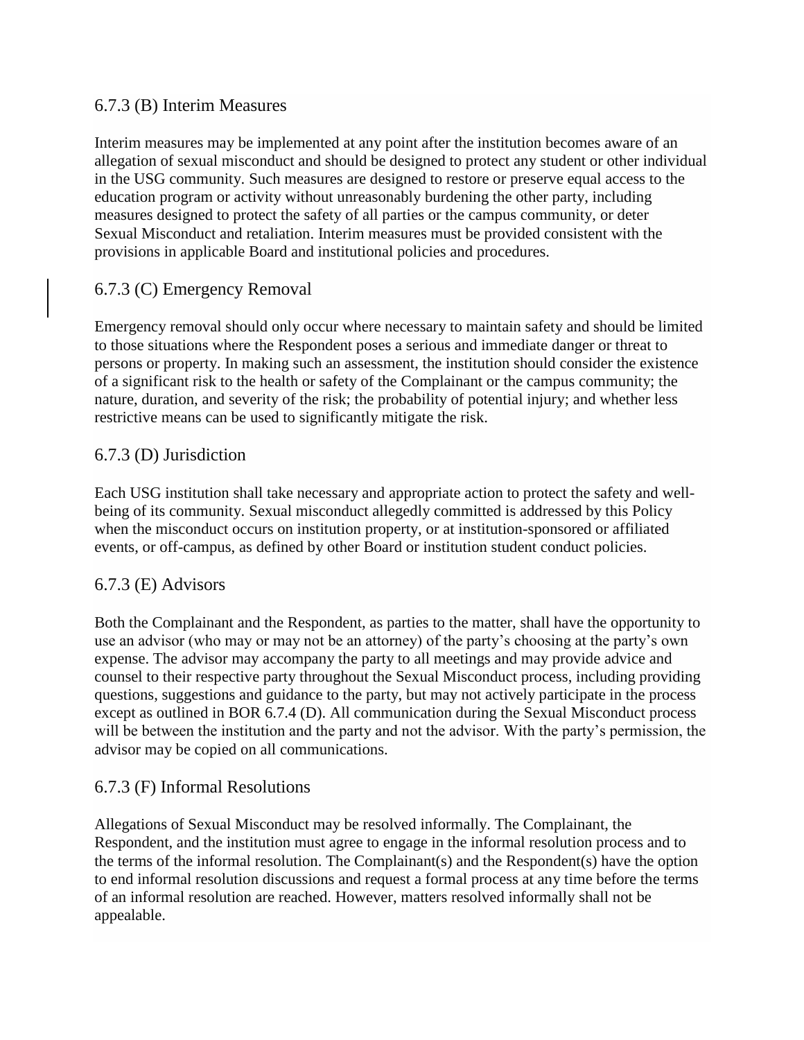### 6.7.3 (B) Interim Measures

Interim measures may be implemented at any point after the institution becomes aware of an allegation of sexual misconduct and should be designed to protect any student or other individual in the USG community. Such measures are designed to restore or preserve equal access to the education program or activity without unreasonably burdening the other party, including measures designed to protect the safety of all parties or the campus community, or deter Sexual Misconduct and retaliation. Interim measures must be provided consistent with the provisions in applicable Board and institutional policies and procedures.

### 6.7.3 (C) Emergency Removal

Emergency removal should only occur where necessary to maintain safety and should be limited to those situations where the Respondent poses a serious and immediate danger or threat to persons or property. In making such an assessment, the institution should consider the existence of a significant risk to the health or safety of the Complainant or the campus community; the nature, duration, and severity of the risk; the probability of potential injury; and whether less restrictive means can be used to significantly mitigate the risk.

### 6.7.3 (D) Jurisdiction

Each USG institution shall take necessary and appropriate action to protect the safety and well-being of its community. Sexual misconduct allegedly committed is addressed by this Policy when the misconduct occurs on institution property, or at institution-sponsored or affiliated events, or off-campus, as defined by other Board or institution student conduct policies.

### 6.7.3 (E) Advisors

Both the Complainant and the Respondent, as parties to the matter, shall have the opportunity to use an advisor (who may or may not be an attorney) of the party's choosing at the party's own expense. The advisor may accompany the party to all meetings and may provide advice and counsel to their respective party throughout the Sexual Misconduct process, including providing questions, suggestions and guidance to the party, but may not actively participate in the process except as outlined in BOR 6.7.4 (D). All communication during the Sexual Misconduct process will be between the institution and the party and not the advisor. With the party's permission, the advisor may be copied on all communications.

### 6.7.3 (F) Informal Resolutions

Allegations of Sexual Misconduct may be resolved informally. The Complainant, the Respondent, and the institution must agree to engage in the informal resolution process and to the terms of the informal resolution. The Complainant(s) and the Respondent(s) have the option to end informal resolution discussions and request a formal process at any time before the terms of an informal resolution are reached. However, matters resolved informally shall not be appealable.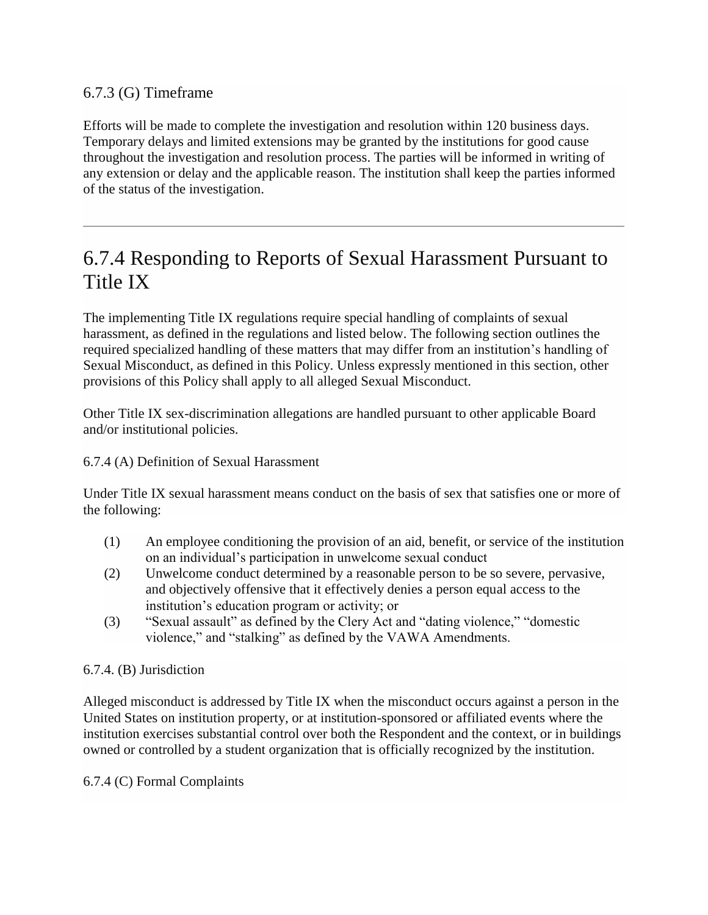### 6.7.3 (G) Timeframe

Efforts will be made to complete the investigation and resolution within 120 business days. Temporary delays and limited extensions may be granted by the institutions for good cause throughout the investigation and resolution process. The parties will be informed in writing of any extension or delay and the applicable reason. The institution shall keep the parties informed of the status of the investigation.

---

## 6.7.4 Responding to Reports of Sexual Harassment Pursuant to Title IX

The implementing Title IX regulations require special handling of complaints of sexual harassment, as defined in the regulations and listed below. The following section outlines the required specialized handling of these matters that may differ from an institution's handling of Sexual Misconduct, as defined in this Policy. Unless expressly mentioned in this section, other provisions of this Policy shall apply to all alleged Sexual Misconduct.

Other Title IX sex-discrimination allegations are handled pursuant to other applicable Board and/or institutional policies.

### 6.7.4 (A) Definition of Sexual Harassment

Under Title IX sexual harassment means conduct on the basis of sex that satisfies one or more of the following:

(1) An employee conditioning the provision of an aid, benefit, or service of the institution on an individual's participation in unwelcome sexual conduct

(2) Unwelcome conduct determined by a reasonable person to be so severe, pervasive, and objectively offensive that it effectively denies a person equal access to the institution's education program or activity; or

(3) "Sexual assault" as defined by the Clery Act and "dating violence," "domestic violence," and "stalking" as defined by the VAWA Amendments.

### 6.7.4. (B) Jurisdiction

Alleged misconduct is addressed by Title IX when the misconduct occurs against a person in the United States on institution property, or at institution-sponsored or affiliated events where the institution exercises substantial control over both the Respondent and the context, or in buildings owned or controlled by a student organization that is officially recognized by the institution.

### 6.7.4 (C) Formal Complaints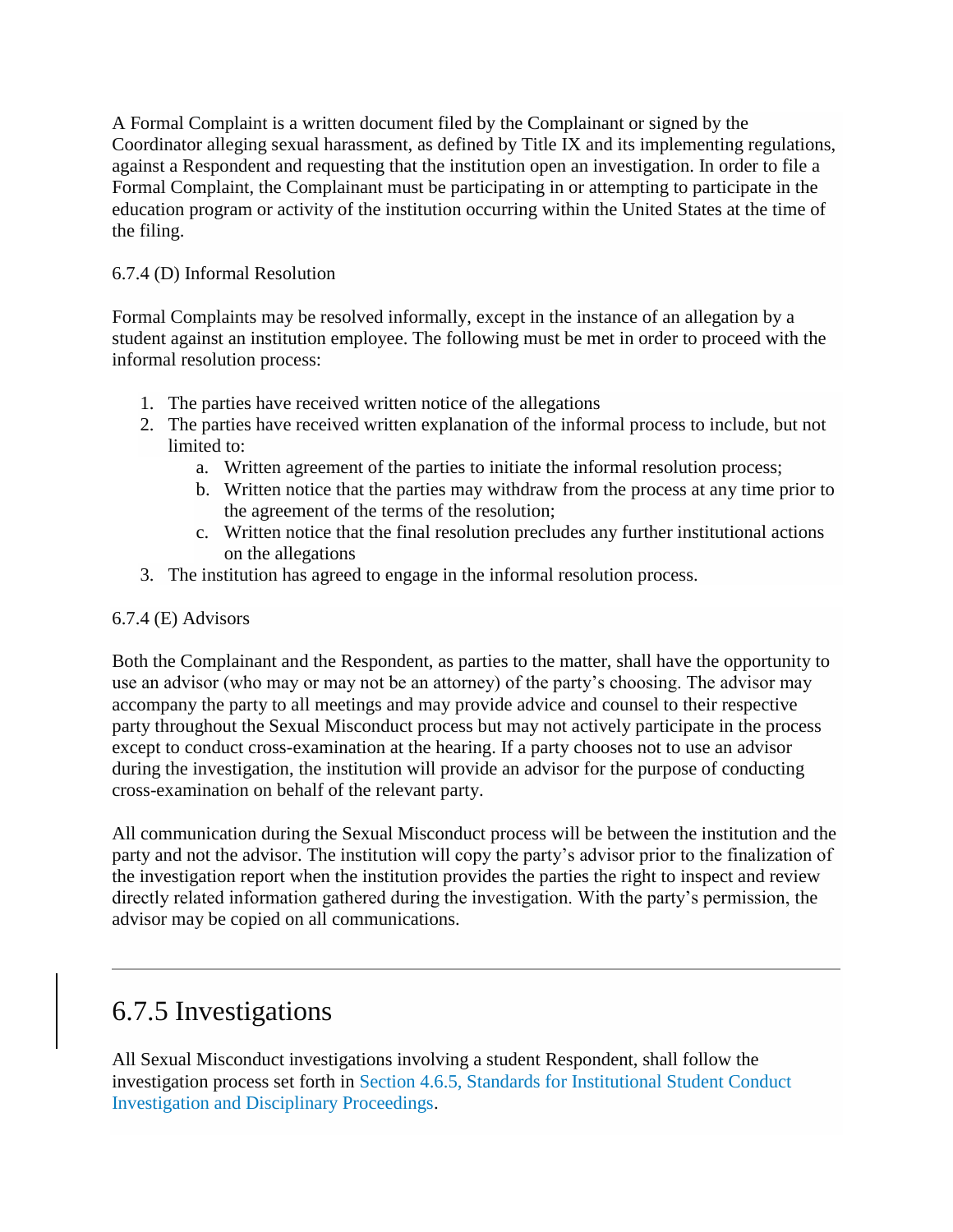A Formal Complaint is a written document filed by the Complainant or signed by the Coordinator alleging sexual harassment, as defined by Title IX and its implementing regulations, against a Respondent and requesting that the institution open an investigation. In order to file a Formal Complaint, the Complainant must be participating in or attempting to participate in the education program or activity of the institution occurring within the United States at the time of the filing.

6.7.4 (D) Informal Resolution

Formal Complaints may be resolved informally, except in the instance of an allegation by a student against an institution employee. The following must be met in order to proceed with the informal resolution process:

1. The parties have received written notice of the allegations
2. The parties have received written explanation of the informal process to include, but not limited to:
   a. Written agreement of the parties to initiate the informal resolution process;
   b. Written notice that the parties may withdraw from the process at any time prior to the agreement of the terms of the resolution;
   c. Written notice that the final resolution precludes any further institutional actions on the allegations
3. The institution has agreed to engage in the informal resolution process.

6.7.4 (E) Advisors

Both the Complainant and the Respondent, as parties to the matter, shall have the opportunity to use an advisor (who may or may not be an attorney) of the party's choosing. The advisor may accompany the party to all meetings and may provide advice and counsel to their respective party throughout the Sexual Misconduct process but may not actively participate in the process except to conduct cross-examination at the hearing. If a party chooses not to use an advisor during the investigation, the institution will provide an advisor for the purpose of conducting cross-examination on behalf of the relevant party.

All communication during the Sexual Misconduct process will be between the institution and the party and not the advisor. The institution will copy the party's advisor prior to the finalization of the investigation report when the institution provides the parties the right to inspect and review directly related information gathered during the investigation. With the party's permission, the advisor may be copied on all communications.

---

## 6.7.5 Investigations

All Sexual Misconduct investigations involving a student Respondent, shall follow the investigation process set forth in Section 4.6.5, Standards for Institutional Student Conduct Investigation and Disciplinary Proceedings.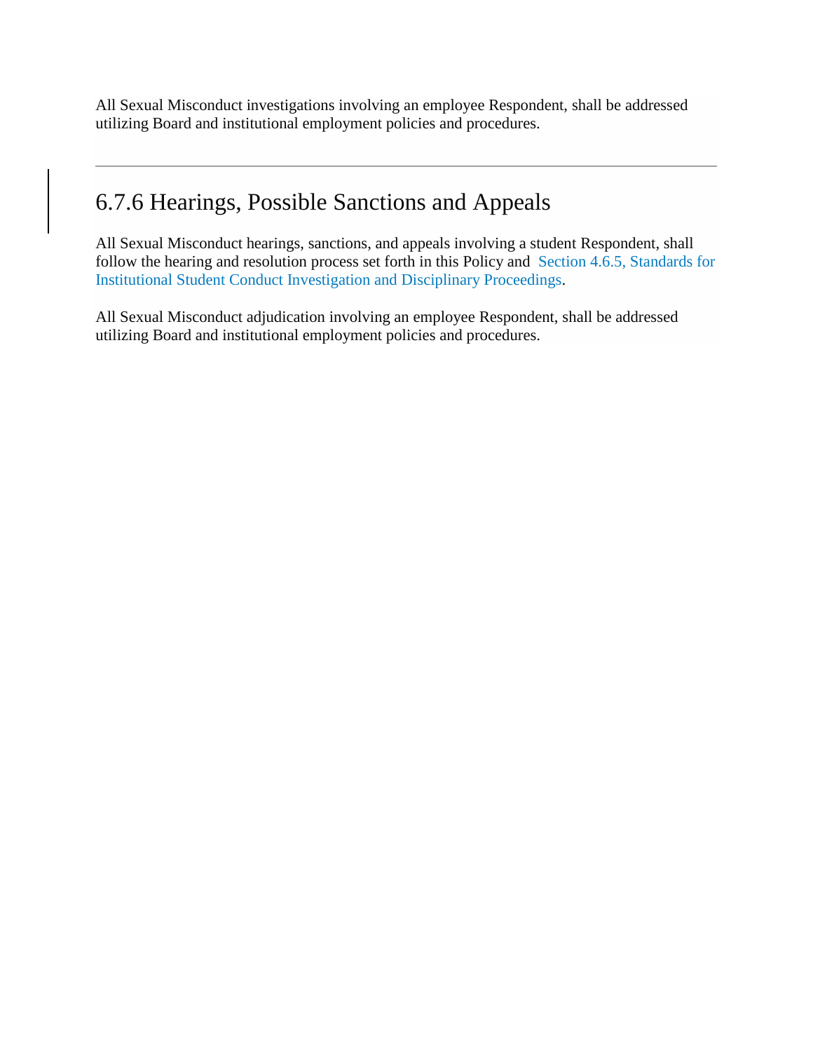All Sexual Misconduct investigations involving an employee Respondent, shall be addressed utilizing Board and institutional employment policies and procedures.

---

## 6.7.6 Hearings, Possible Sanctions and Appeals

All Sexual Misconduct hearings, sanctions, and appeals involving a student Respondent, shall follow the hearing and resolution process set forth in this Policy and Section 4.6.5, Standards for Institutional Student Conduct Investigation and Disciplinary Proceedings.

All Sexual Misconduct adjudication involving an employee Respondent, shall be addressed utilizing Board and institutional employment policies and procedures.